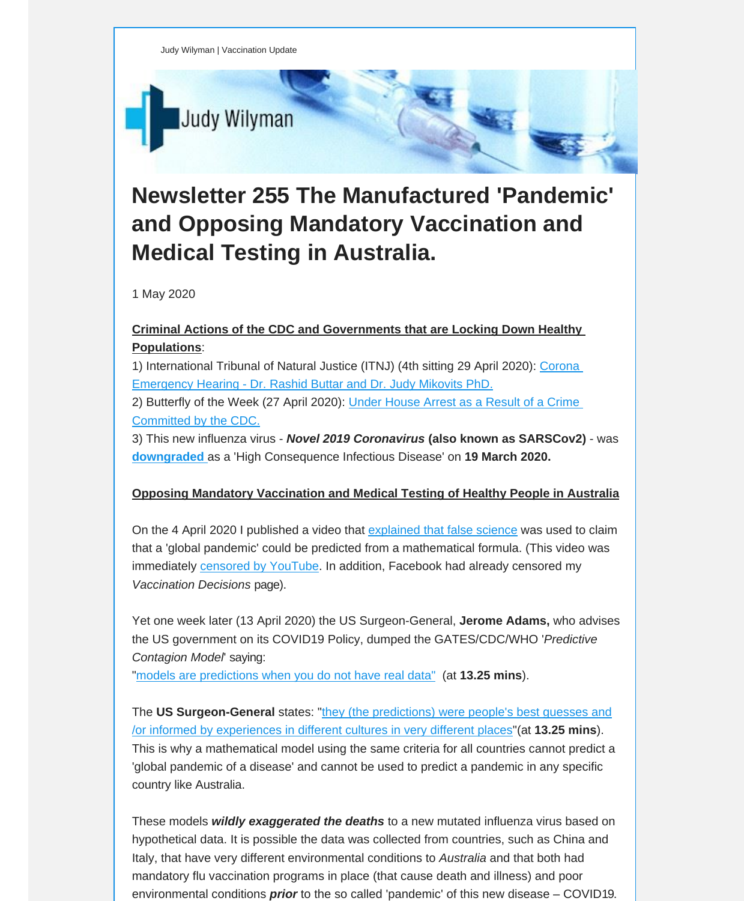Judy Wilyman | Vaccination Update

# Newsletter 255 The Manufactured 'Pandemic' and Opposing Mandatory Vaccination and Medical Testing in Australia.

1 May 2020

**Criminal Actions of the CDC and Governments that are Locking Down Healthy Populations**:

1) International Tribunal of Natural Justice (ITNJ) (4th sitting 29 April 2020): Corona Emergency Hearing - Dr. Rashid Buttar and Dr. Judy Mikovits PhD.
2) Butterfly of the Week (27 April 2020): Under House Arrest as a Result of a Crime Committed by the CDC.
3) This new influenza virus - ***Novel 2019 Coronavirus*** **(also known as SARSCov2)** - was **downgraded** as a 'High Consequence Infectious Disease' on **19 March 2020.**

**Opposing Mandatory Vaccination and Medical Testing of Healthy People in Australia**

On the 4 April 2020 I published a video that explained that false science was used to claim that a 'global pandemic' could be predicted from a mathematical formula. (This video was immediately censored by YouTube. In addition, Facebook had already censored my *Vaccination Decisions* page).

Yet one week later (13 April 2020) the US Surgeon-General, **Jerome Adams,** who advises the US government on its COVID19 Policy, dumped the GATES/CDC/WHO '*Predictive Contagion Model*' saying:
"models are predictions when you do not have real data" (at **13.25 mins**).

The **US Surgeon-General** states: "they (the predictions) were people's best guesses and /or informed by experiences in different cultures in very different places"(at **13.25 mins**). This is why a mathematical model using the same criteria for all countries cannot predict a 'global pandemic of a disease' and cannot be used to predict a pandemic in any specific country like Australia.

These models ***wildly exaggerated the deaths*** to a new mutated influenza virus based on hypothetical data. It is possible the data was collected from countries, such as China and Italy, that have very different environmental conditions to *Australia* and that both had mandatory flu vaccination programs in place (that cause death and illness) and poor environmental conditions ***prior*** to the so called 'pandemic' of this new disease – COVID19.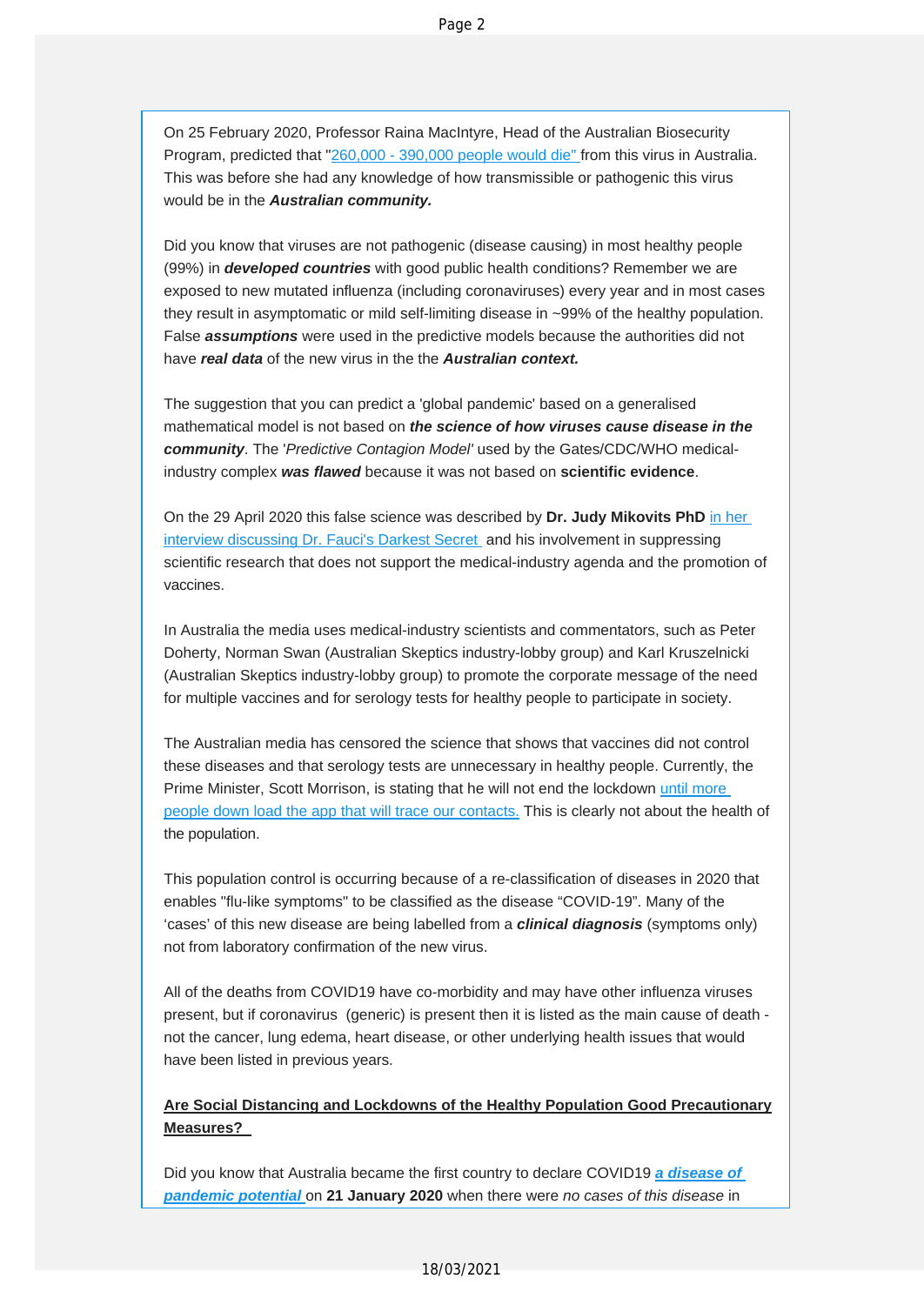On 25 February 2020, Professor Raina MacIntyre, Head of the Australian Biosecurity Program, predicted that "260,000 - 390,000 people would die" from this virus in Australia. This was before she had any knowledge of how transmissible or pathogenic this virus would be in the ***Australian community.***

Did you know that viruses are not pathogenic (disease causing) in most healthy people (99%) in ***developed countries*** with good public health conditions? Remember we are exposed to new mutated influenza (including coronaviruses) every year and in most cases they result in asymptomatic or mild self-limiting disease in ~99% of the healthy population. False ***assumptions*** were used in the predictive models because the authorities did not have ***real data*** of the new virus in the the ***Australian context.***

The suggestion that you can predict a 'global pandemic' based on a generalised mathematical model is not based on ***the science of how viruses cause disease in the community***. The '*Predictive Contagion Model'* used by the Gates/CDC/WHO medical-industry complex ***was flawed*** because it was not based on **scientific evidence**.

On the 29 April 2020 this false science was described by **Dr. Judy Mikovits PhD** in her interview discussing Dr. Fauci's Darkest Secret and his involvement in suppressing scientific research that does not support the medical-industry agenda and the promotion of vaccines.

In Australia the media uses medical-industry scientists and commentators, such as Peter Doherty, Norman Swan (Australian Skeptics industry-lobby group) and Karl Kruszelnicki (Australian Skeptics industry-lobby group) to promote the corporate message of the need for multiple vaccines and for serology tests for healthy people to participate in society.

The Australian media has censored the science that shows that vaccines did not control these diseases and that serology tests are unnecessary in healthy people. Currently, the Prime Minister, Scott Morrison, is stating that he will not end the lockdown until more people down load the app that will trace our contacts. This is clearly not about the health of the population.

This population control is occurring because of a re-classification of diseases in 2020 that enables "flu-like symptoms" to be classified as the disease "COVID-19". Many of the 'cases' of this new disease are being labelled from a ***clinical diagnosis*** (symptoms only) not from laboratory confirmation of the new virus.

All of the deaths from COVID19 have co-morbidity and may have other influenza viruses present, but if coronavirus (generic) is present then it is listed as the main cause of death - not the cancer, lung edema, heart disease, or other underlying health issues that would have been listed in previous years.

**Are Social Distancing and Lockdowns of the Healthy Population Good Precautionary Measures?**

Did you know that Australia became the first country to declare COVID19 ***a disease of pandemic potential*** on **21 January 2020** when there were *no cases of this disease* in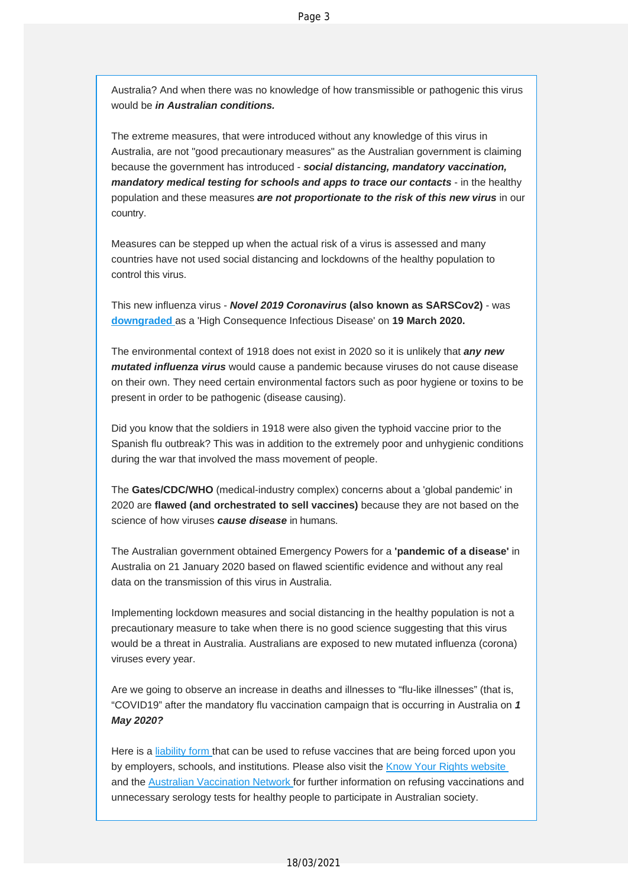Australia? And when there was no knowledge of how transmissible or pathogenic this virus would be ***in Australian conditions.***

The extreme measures, that were introduced without any knowledge of this virus in Australia, are not "good precautionary measures" as the Australian government is claiming because the government has introduced - ***social distancing, mandatory vaccination, mandatory medical testing for schools and apps to trace our contacts*** - in the healthy population and these measures ***are not proportionate to the risk of this new virus*** in our country.

Measures can be stepped up when the actual risk of a virus is assessed and many countries have not used social distancing and lockdowns of the healthy population to control this virus.

This new influenza virus - ***Novel 2019 Coronavirus*** **(also known as SARSCov2)** - was **downgraded** as a 'High Consequence Infectious Disease' on **19 March 2020.**

The environmental context of 1918 does not exist in 2020 so it is unlikely that ***any new mutated influenza virus*** would cause a pandemic because viruses do not cause disease on their own. They need certain environmental factors such as poor hygiene or toxins to be present in order to be pathogenic (disease causing).

Did you know that the soldiers in 1918 were also given the typhoid vaccine prior to the Spanish flu outbreak? This was in addition to the extremely poor and unhygienic conditions during the war that involved the mass movement of people.

The **Gates/CDC/WHO** (medical-industry complex) concerns about a 'global pandemic' in 2020 are **flawed (and orchestrated to sell vaccines)** because they are not based on the science of how viruses ***cause disease*** in humans.

The Australian government obtained Emergency Powers for a **'pandemic of a disease'** in Australia on 21 January 2020 based on flawed scientific evidence and without any real data on the transmission of this virus in Australia.

Implementing lockdown measures and social distancing in the healthy population is not a precautionary measure to take when there is no good science suggesting that this virus would be a threat in Australia. Australians are exposed to new mutated influenza (corona) viruses every year.

Are we going to observe an increase in deaths and illnesses to "flu-like illnesses" (that is, "COVID19" after the mandatory flu vaccination campaign that is occurring in Australia on ***1 May 2020?***

Here is a liability form that can be used to refuse vaccines that are being forced upon you by employers, schools, and institutions. Please also visit the Know Your Rights website and the Australian Vaccination Network for further information on refusing vaccinations and unnecessary serology tests for healthy people to participate in Australian society.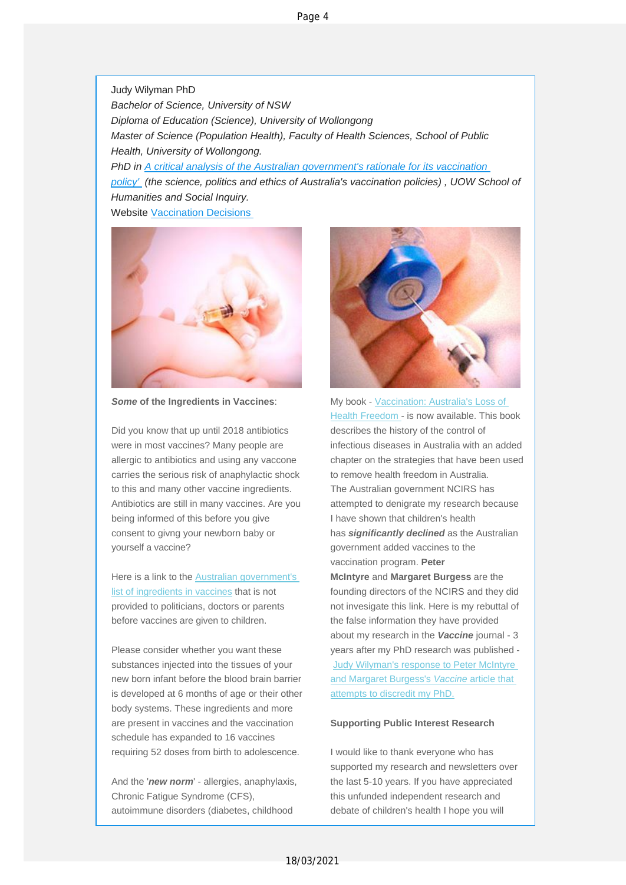Judy Wilyman PhD
*Bachelor of Science, University of NSW*
*Diploma of Education (Science), University of Wollongong*
*Master of Science (Population Health), Faculty of Health Sciences, School of Public Health, University of Wollongong.*
*PhD in A critical analysis of the Australian government's rationale for its vaccination policy' (the science, politics and ethics of Australia's vaccination policies) , UOW School of Humanities and Social Inquiry.*
Website Vaccination Decisions

***Some* of the Ingredients in Vaccines**:

Did you know that up until 2018 antibiotics were in most vaccines? Many people are allergic to antibiotics and using any vaccone carries the serious risk of anaphylactic shock to this and many other vaccine ingredients. Antibiotics are still in many vaccines. Are you being informed of this before you give consent to givng your newborn baby or yourself a vaccine?

Here is a link to the Australian government's list of ingredients in vaccines that is not provided to politicians, doctors or parents before vaccines are given to children.

Please consider whether you want these substances injected into the tissues of your new born infant before the blood brain barrier is developed at 6 months of age or their other body systems. These ingredients and more are present in vaccines and the vaccination schedule has expanded to 16 vaccines requiring 52 doses from birth to adolescence.

And the '***new norm***' - allergies, anaphylaxis, Chronic Fatigue Syndrome (CFS), autoimmune disorders (diabetes, childhood

My book - Vaccination: Australia's Loss of Health Freedom - is now available. This book describes the history of the control of infectious diseases in Australia with an added chapter on the strategies that have been used to remove health freedom in Australia.
The Australian government NCIRS has attempted to denigrate my research because I have shown that children's health has ***significantly declined*** as the Australian government added vaccines to the vaccination program. **Peter McIntyre** and **Margaret Burgess** are the founding directors of the NCIRS and they did not invesigate this link. Here is my rebuttal of the false information they have provided about my research in the ***Vaccine*** journal - 3 years after my PhD research was published - Judy Wilyman's response to Peter McIntyre and Margaret Burgess's *Vaccine* article that attempts to discredit my PhD.

**Supporting Public Interest Research**

I would like to thank everyone who has supported my research and newsletters over the last 5-10 years. If you have appreciated this unfunded independent research and debate of children's health I hope you will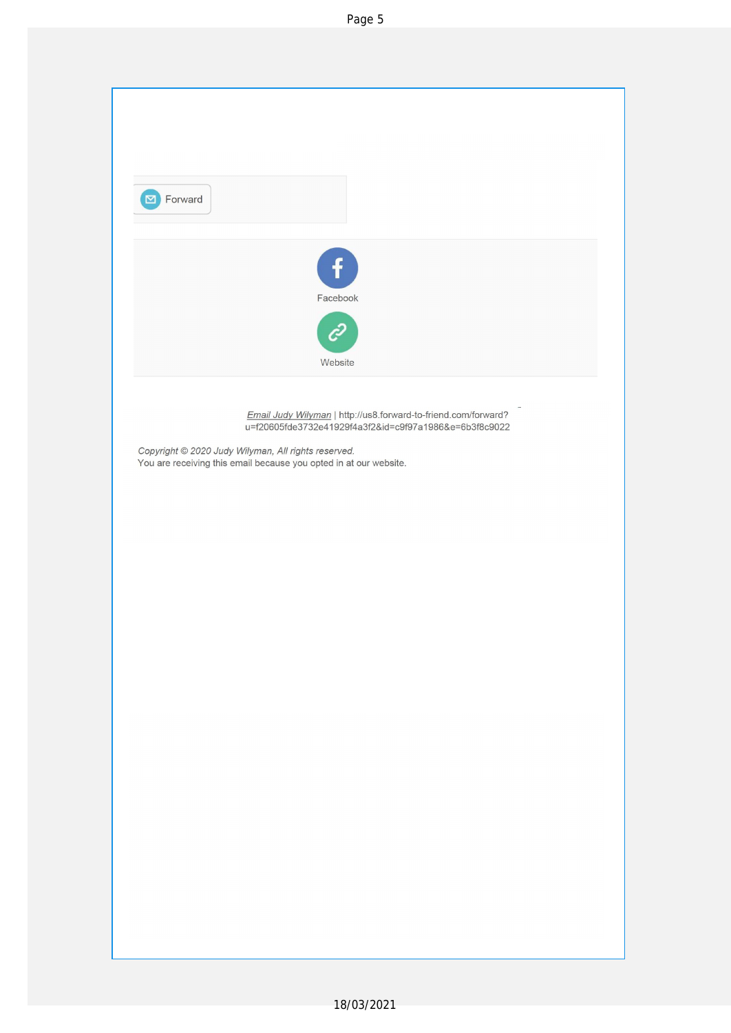Forward

Facebook

Website

*Email Judy Wilyman* | http://us8.forward-to-friend.com/forward?u=f20605fde3732e41929f4a3f2&id=c9f97a1986&e=6b3f8c9022

*Copyright © 2020 Judy Wilyman, All rights reserved.*
You are receiving this email because you opted in at our website.